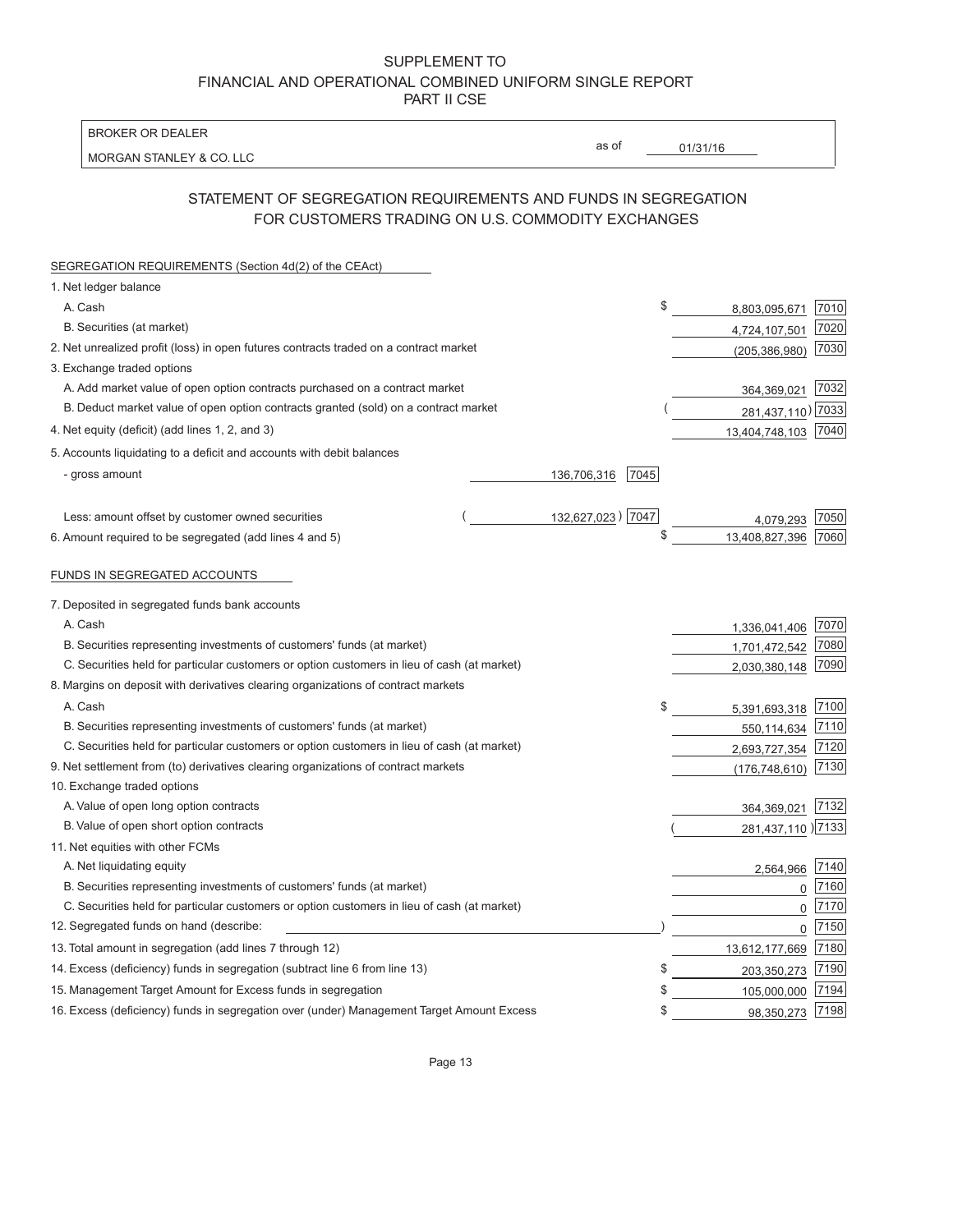# SUPPLEMENT TO
# FINANCIAL AND OPERATIONAL COMBINED UNIFORM SINGLE REPORT
## PART II CSE

BROKER OR DEALER

MORGAN STANLEY & CO. LLC

as of 01/31/16

## STATEMENT OF SEGREGATION REQUIREMENTS AND FUNDS IN SEGREGATION FOR CUSTOMERS TRADING ON U.S. COMMODITY EXCHANGES

| | | | | |
|---|---|---|---|---|
| **SEGREGATION REQUIREMENTS (Section 4d(2) of the CEAct)** | | | | |
| 1. Net ledger balance | | | | |
| A. Cash | | | $ 8,803,095,671 | 7010 |
| B. Securities (at market) | | | 4,724,107,501 | 7020 |
| 2. Net unrealized profit (loss) in open futures contracts traded on a contract market | | | (205,386,980) | 7030 |
| 3. Exchange traded options | | | | |
| A. Add market value of open option contracts purchased on a contract market | | | 364,369,021 | 7032 |
| B. Deduct market value of open option contracts granted (sold) on a contract market | | | (281,437,110) | 7033 |
| 4. Net equity (deficit) (add lines 1, 2, and 3) | | | 13,404,748,103 | 7040 |
| 5. Accounts liquidating to a deficit and accounts with debit balances | | | | |
| - gross amount | 136,706,316 | 7045 | | |
| Less: amount offset by customer owned securities | (132,627,023) | 7047 | 4,079,293 | 7050 |
| 6. Amount required to be segregated (add lines 4 and 5) | | | $ 13,408,827,396 | 7060 |
| **FUNDS IN SEGREGATED ACCOUNTS** | | | | |
| 7. Deposited in segregated funds bank accounts | | | | |
| A. Cash | | | 1,336,041,406 | 7070 |
| B. Securities representing investments of customers' funds (at market) | | | 1,701,472,542 | 7080 |
| C. Securities held for particular customers or option customers in lieu of cash (at market) | | | 2,030,380,148 | 7090 |
| 8. Margins on deposit with derivatives clearing organizations of contract markets | | | | |
| A. Cash | | | $ 5,391,693,318 | 7100 |
| B. Securities representing investments of customers' funds (at market) | | | 550,114,634 | 7110 |
| C. Securities held for particular customers or option customers in lieu of cash (at market) | | | 2,693,727,354 | 7120 |
| 9. Net settlement from (to) derivatives clearing organizations of contract markets | | | (176,748,610) | 7130 |
| 10. Exchange traded options | | | | |
| A. Value of open long option contracts | | | 364,369,021 | 7132 |
| B. Value of open short option contracts | | | (281,437,110) | 7133 |
| 11. Net equities with other FCMs | | | | |
| A. Net liquidating equity | | | 2,564,966 | 7140 |
| B. Securities representing investments of customers' funds (at market) | | | 0 | 7160 |
| C. Securities held for particular customers or option customers in lieu of cash (at market) | | | 0 | 7170 |
| 12. Segregated funds on hand (describe: ) | | | 0 | 7150 |
| 13. Total amount in segregation (add lines 7 through 12) | | | 13,612,177,669 | 7180 |
| 14. Excess (deficiency) funds in segregation (subtract line 6 from line 13) | | | $ 203,350,273 | 7190 |
| 15. Management Target Amount for Excess funds in segregation | | | $ 105,000,000 | 7194 |
| 16. Excess (deficiency) funds in segregation over (under) Management Target Amount Excess | | | $ 98,350,273 | 7198 |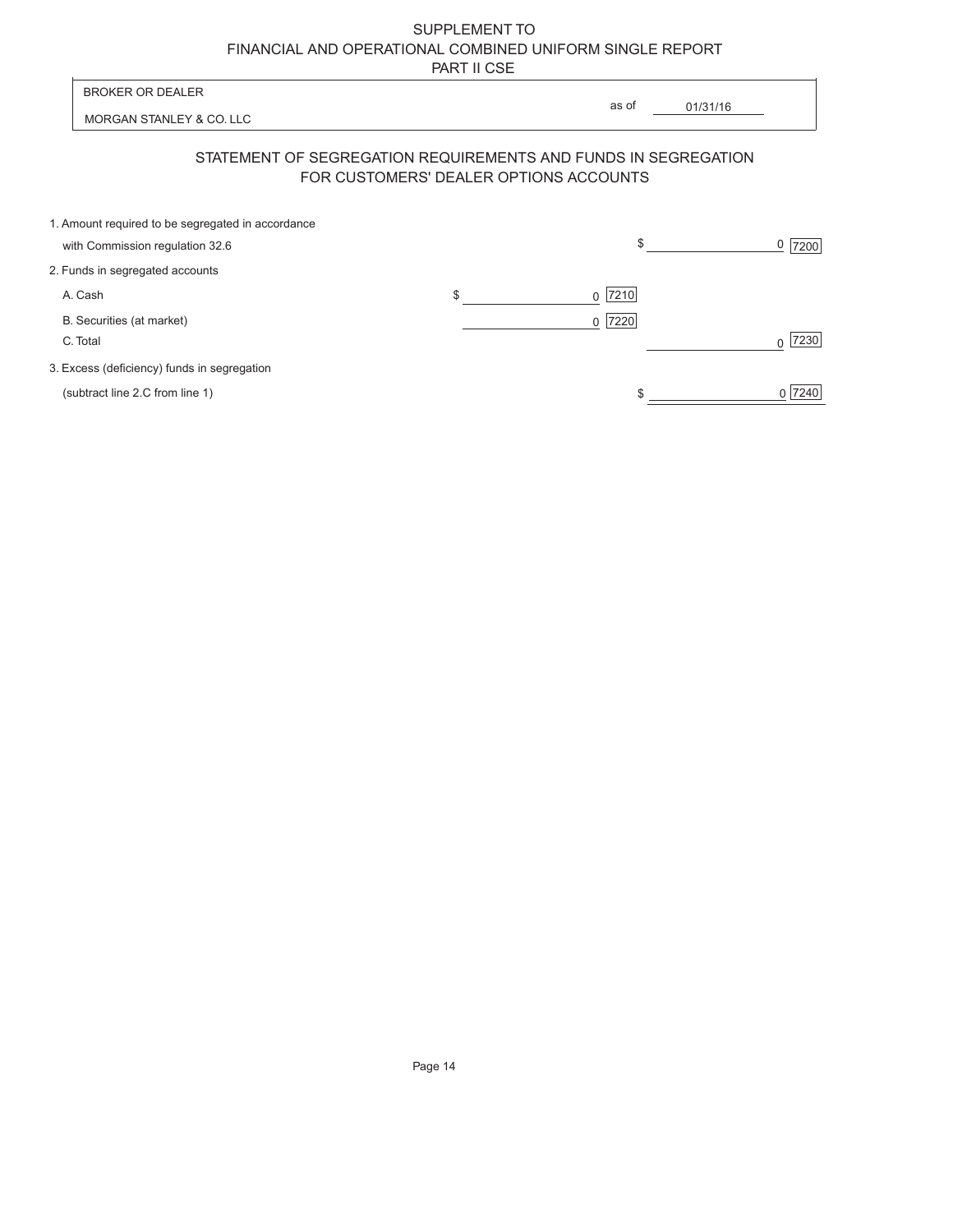SUPPLEMENT TO
FINANCIAL AND OPERATIONAL COMBINED UNIFORM SINGLE REPORT
PART II CSE

| BROKER OR DEALER | as of 01/31/16 |
|---|---|
| MORGAN STANLEY & CO. LLC | |

## STATEMENT OF SEGREGATION REQUIREMENTS AND FUNDS IN SEGREGATION FOR CUSTOMERS' DEALER OPTIONS ACCOUNTS

| | | |
|---|---|---|
| 1. Amount required to be segregated in accordance with Commission regulation 32.6 | | $ 0 [7200] |
| 2. Funds in segregated accounts | | |
| A. Cash | $ 0 [7210] | |
| B. Securities (at market) | 0 [7220] | |
| C. Total | | 0 [7230] |
| 3. Excess (deficiency) funds in segregation (subtract line 2.C from line 1) | | $ 0 [7240] |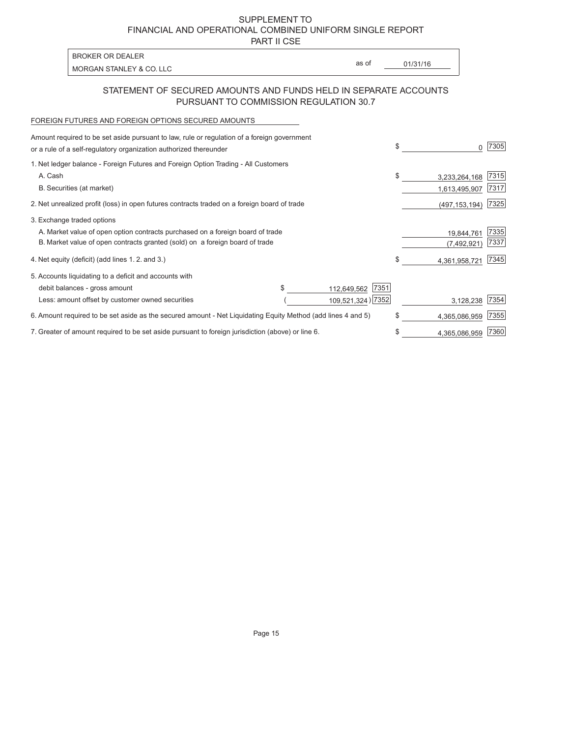SUPPLEMENT TO
FINANCIAL AND OPERATIONAL COMBINED UNIFORM SINGLE REPORT
PART II CSE

| BROKER OR DEALER | |
|---|---|
| MORGAN STANLEY & CO. LLC | as of 01/31/16 |

## STATEMENT OF SECURED AMOUNTS AND FUNDS HELD IN SEPARATE ACCOUNTS PURSUANT TO COMMISSION REGULATION 30.7

FOREIGN FUTURES AND FOREIGN OPTIONS SECURED AMOUNTS

| | | | | |
|---|---|---|---|---|
| Amount required to be set aside pursuant to law, rule or regulation of a foreign government or a rule of a self-regulatory organization authorized thereunder | | | $ 0 | 7305 |
| 1. Net ledger balance - Foreign Futures and Foreign Option Trading - All Customers | | | | |
| A. Cash | | | $ 3,233,264,168 | 7315 |
| B. Securities (at market) | | | 1,613,495,907 | 7317 |
| 2. Net unrealized profit (loss) in open futures contracts traded on a foreign board of trade | | | (497,153,194) | 7325 |
| 3. Exchange traded options | | | | |
| A. Market value of open option contracts purchased on a foreign board of trade | | | 19,844,761 | 7335 |
| B. Market value of open contracts granted (sold) on a foreign board of trade | | | (7,492,921) | 7337 |
| 4. Net equity (deficit) (add lines 1. 2. and 3.) | | | $ 4,361,958,721 | 7345 |
| 5. Accounts liquidating to a deficit and accounts with debit balances - gross amount | $ 112,649,562 | 7351 | | |
| Less: amount offset by customer owned securities | (109,521,324) | 7352 | 3,128,238 | 7354 |
| 6. Amount required to be set aside as the secured amount - Net Liquidating Equity Method (add lines 4 and 5) | | | $ 4,365,086,959 | 7355 |
| 7. Greater of amount required to be set aside pursuant to foreign jurisdiction (above) or line 6. | | | $ 4,365,086,959 | 7360 |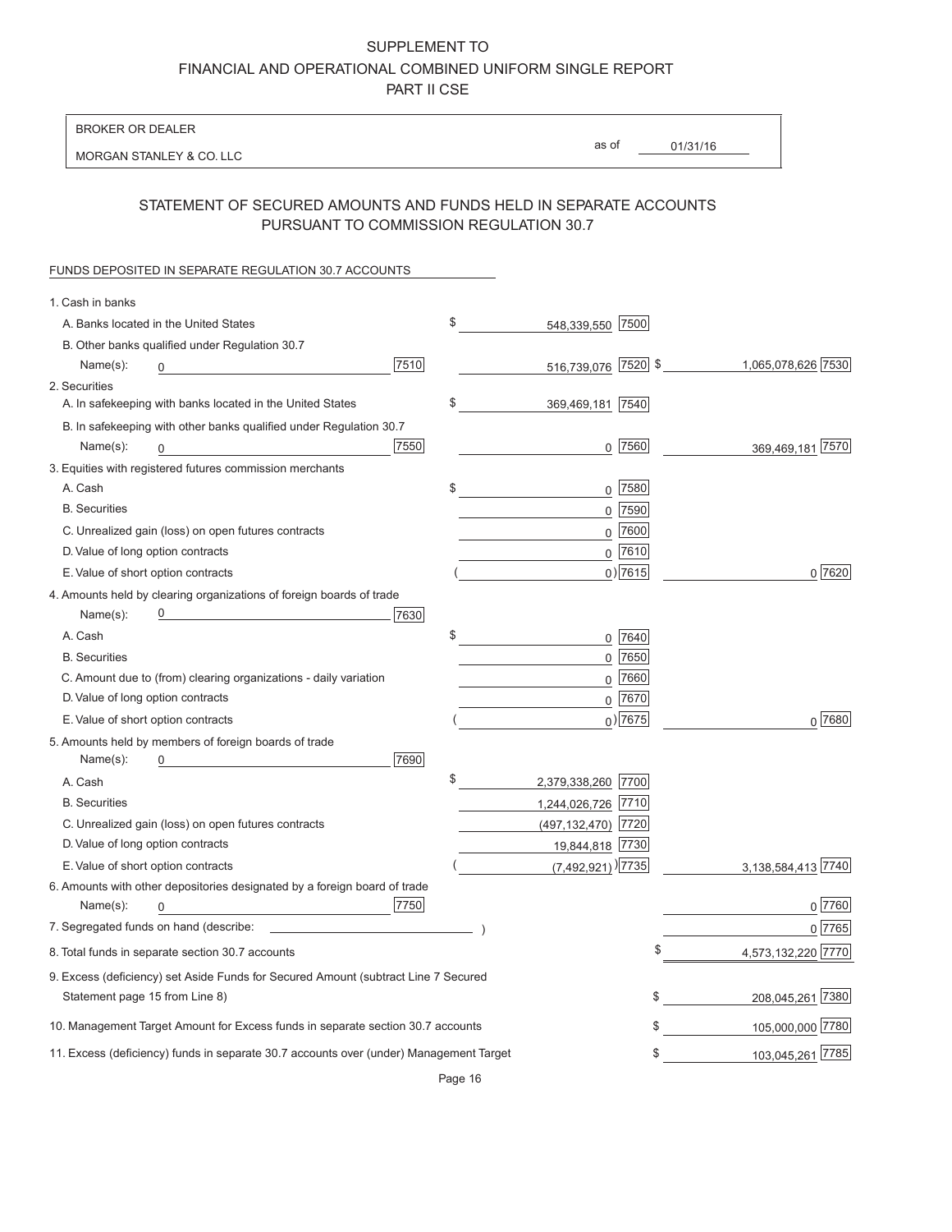SUPPLEMENT TO
FINANCIAL AND OPERATIONAL COMBINED UNIFORM SINGLE REPORT
PART II CSE

BROKER OR DEALER

MORGAN STANLEY & CO. LLC

as of 01/31/16

## STATEMENT OF SECURED AMOUNTS AND FUNDS HELD IN SEPARATE ACCOUNTS PURSUANT TO COMMISSION REGULATION 30.7

FUNDS DEPOSITED IN SEPARATE REGULATION 30.7 ACCOUNTS

| | | | | |
|---|---|---|---|---|
| 1. Cash in banks | | | | |
| A. Banks located in the United States | | $ 548,339,550 | 7500 | | |
| B. Other banks qualified under Regulation 30.7 Name(s): 0 | 7510 | 516,739,076 | 7520 | $ 1,065,078,626 | 7530 |
| 2. Securities | | | | | |
| A. In safekeeping with banks located in the United States | | $ 369,469,181 | 7540 | | |
| B. In safekeeping with other banks qualified under Regulation 30.7 Name(s): 0 | 7550 | 0 | 7560 | 369,469,181 | 7570 |
| 3. Equities with registered futures commission merchants | | | | | |
| A. Cash | | $ 0 | 7580 | | |
| B. Securities | | 0 | 7590 | | |
| C. Unrealized gain (loss) on open futures contracts | | 0 | 7600 | | |
| D. Value of long option contracts | | 0 | 7610 | | |
| E. Value of short option contracts | | ( 0) | 7615 | 0 | 7620 |
| 4. Amounts held by clearing organizations of foreign boards of trade Name(s): 0 | 7630 | | | | |
| A. Cash | | $ 0 | 7640 | | |
| B. Securities | | 0 | 7650 | | |
| C. Amount due to (from) clearing organizations - daily variation | | 0 | 7660 | | |
| D. Value of long option contracts | | 0 | 7670 | | |
| E. Value of short option contracts | | ( 0) | 7675 | 0 | 7680 |
| 5. Amounts held by members of foreign boards of trade Name(s): 0 | 7690 | | | | |
| A. Cash | | $ 2,379,338,260 | 7700 | | |
| B. Securities | | 1,244,026,726 | 7710 | | |
| C. Unrealized gain (loss) on open futures contracts | | (497,132,470) | 7720 | | |
| D. Value of long option contracts | | 19,844,818 | 7730 | | |
| E. Value of short option contracts | | ( (7,492,921) ) | 7735 | 3,138,584,413 | 7740 |
| 6. Amounts with other depositories designated by a foreign board of trade Name(s): 0 | 7750 | | | 0 | 7760 |
| 7. Segregated funds on hand (describe: ) | | | | 0 | 7765 |
| 8. Total funds in separate section 30.7 accounts | | | | $ 4,573,132,220 | 7770 |
| 9. Excess (deficiency) set Aside Funds for Secured Amount (subtract Line 7 Secured Statement page 15 from Line 8) | | | | $ 208,045,261 | 7380 |
| 10. Management Target Amount for Excess funds in separate section 30.7 accounts | | | | $ 105,000,000 | 7780 |
| 11. Excess (deficiency) funds in separate 30.7 accounts over (under) Management Target | | | | $ 103,045,261 | 7785 |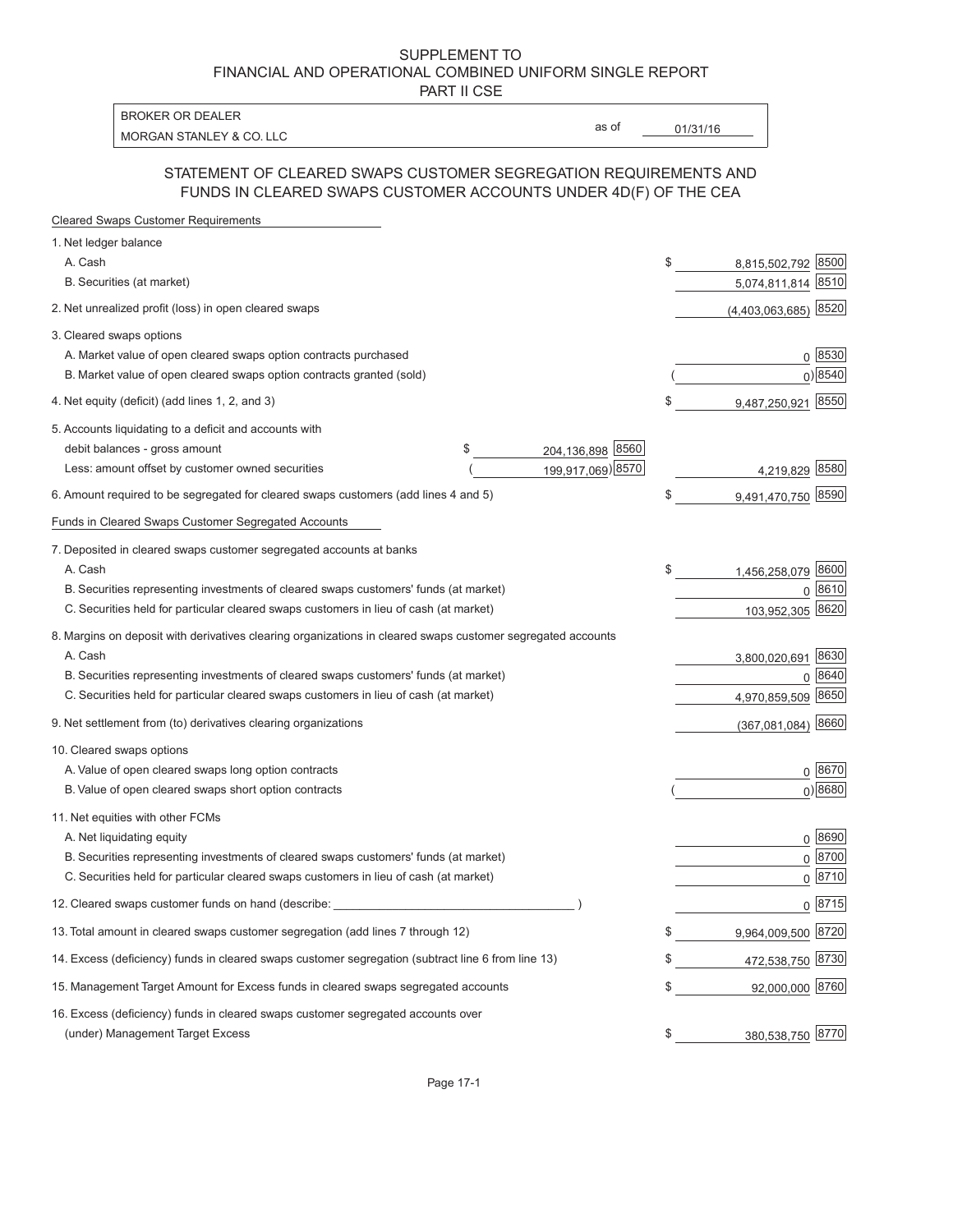SUPPLEMENT TO
FINANCIAL AND OPERATIONAL COMBINED UNIFORM SINGLE REPORT
PART II CSE

BROKER OR DEALER
MORGAN STANLEY & CO. LLC

as of 01/31/16

## STATEMENT OF CLEARED SWAPS CUSTOMER SEGREGATION REQUIREMENTS AND FUNDS IN CLEARED SWAPS CUSTOMER ACCOUNTS UNDER 4D(F) OF THE CEA

| | | | | |
|---|---|---|---|---|
| **Cleared Swaps Customer Requirements** | | | | |
| 1. Net ledger balance | | | | |
| A. Cash | | | $ 8,815,502,792 | 8500 |
| B. Securities (at market) | | | 5,074,811,814 | 8510 |
| 2. Net unrealized profit (loss) in open cleared swaps | | | (4,403,063,685) | 8520 |
| 3. Cleared swaps options | | | | |
| A. Market value of open cleared swaps option contracts purchased | | | 0 | 8530 |
| B. Market value of open cleared swaps option contracts granted (sold) | | | ( 0) | 8540 |
| 4. Net equity (deficit) (add lines 1, 2, and 3) | | | $ 9,487,250,921 | 8550 |
| 5. Accounts liquidating to a deficit and accounts with debit balances - gross amount | $ 204,136,898 | 8560 | | |
| Less: amount offset by customer owned securities | ( 199,917,069) | 8570 | 4,219,829 | 8580 |
| 6. Amount required to be segregated for cleared swaps customers (add lines 4 and 5) | | | $ 9,491,470,750 | 8590 |
| **Funds in Cleared Swaps Customer Segregated Accounts** | | | | |
| 7. Deposited in cleared swaps customer segregated accounts at banks | | | | |
| A. Cash | | | $ 1,456,258,079 | 8600 |
| B. Securities representing investments of cleared swaps customers' funds (at market) | | | 0 | 8610 |
| C. Securities held for particular cleared swaps customers in lieu of cash (at market) | | | 103,952,305 | 8620 |
| 8. Margins on deposit with derivatives clearing organizations in cleared swaps customer segregated accounts | | | | |
| A. Cash | | | 3,800,020,691 | 8630 |
| B. Securities representing investments of cleared swaps customers' funds (at market) | | | 0 | 8640 |
| C. Securities held for particular cleared swaps customers in lieu of cash (at market) | | | 4,970,859,509 | 8650 |
| 9. Net settlement from (to) derivatives clearing organizations | | | (367,081,084) | 8660 |
| 10. Cleared swaps options | | | | |
| A. Value of open cleared swaps long option contracts | | | 0 | 8670 |
| B. Value of open cleared swaps short option contracts | | | ( 0) | 8680 |
| 11. Net equities with other FCMs | | | | |
| A. Net liquidating equity | | | 0 | 8690 |
| B. Securities representing investments of cleared swaps customers' funds (at market) | | | 0 | 8700 |
| C. Securities held for particular cleared swaps customers in lieu of cash (at market) | | | 0 | 8710 |
| 12. Cleared swaps customer funds on hand (describe: ______ ) | | | 0 | 8715 |
| 13. Total amount in cleared swaps customer segregation (add lines 7 through 12) | | | $ 9,964,009,500 | 8720 |
| 14. Excess (deficiency) funds in cleared swaps customer segregation (subtract line 6 from line 13) | | | $ 472,538,750 | 8730 |
| 15. Management Target Amount for Excess funds in cleared swaps segregated accounts | | | $ 92,000,000 | 8760 |
| 16. Excess (deficiency) funds in cleared swaps customer segregated accounts over (under) Management Target Excess | | | $ 380,538,750 | 8770 |